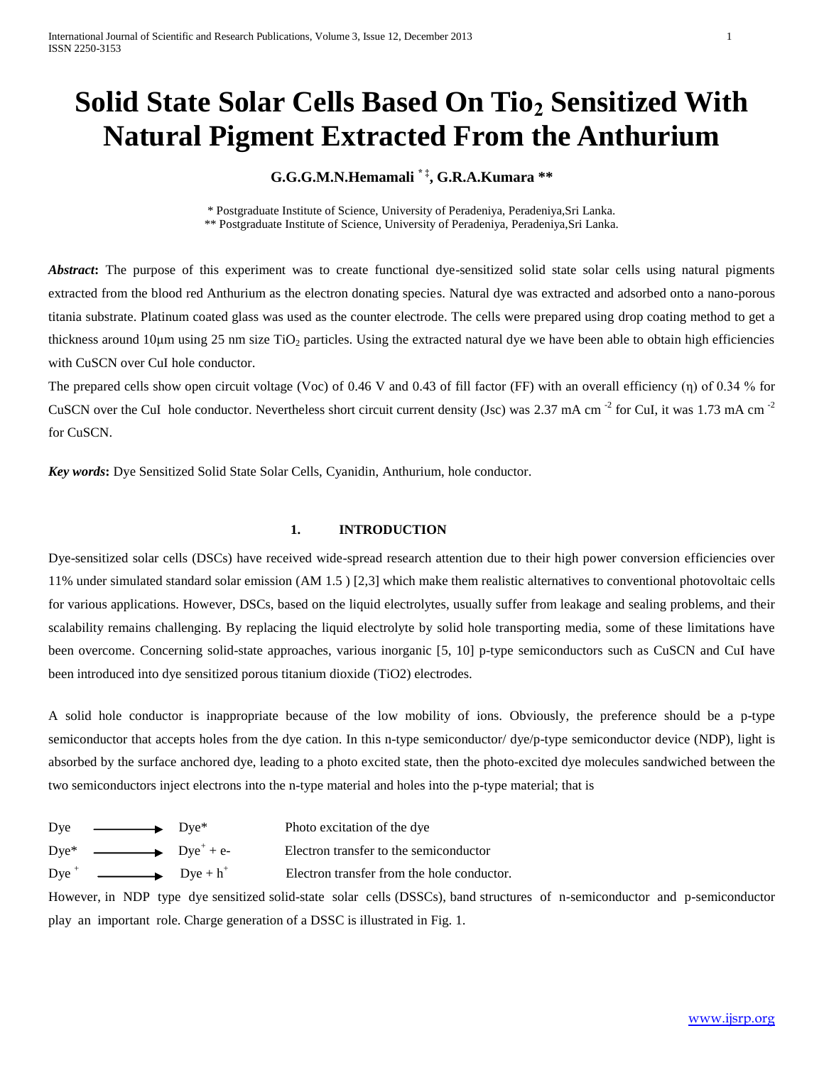# Solid State Solar Cells Based On $TiO_2$ Sensitized With Natural Pigment Extracted From the Anthurium

**G.G.G.M.N.Hemamali [*‡], G.R.A.Kumara [**]**

[*] Postgraduate Institute of Science, University of Peradeniya, Peradeniya,Sri Lanka.
[**] Postgraduate Institute of Science, University of Peradeniya, Peradeniya,Sri Lanka.

***Abstract*:** The purpose of this experiment was to create functional dye-sensitized solid state solar cells using natural pigments extracted from the blood red Anthurium as the electron donating species. Natural dye was extracted and adsorbed onto a nano-porous titania substrate. Platinum coated glass was used as the counter electrode. The cells were prepared using drop coating method to get a thickness around 10μm using 25 nm size $TiO_2$ particles. Using the extracted natural dye we have been able to obtain high efficiencies with CuSCN over CuI hole conductor.

The prepared cells show open circuit voltage (Voc) of 0.46 V and 0.43 of fill factor (FF) with an overall efficiency (η) of 0.34 % for CuSCN over the CuI hole conductor. Nevertheless short circuit current density (Jsc) was 2.37 mA $cm^{-2}$ for CuI, it was 1.73 mA $cm^{-2}$ for CuSCN.

***Key words*:** Dye Sensitized Solid State Solar Cells, Cyanidin, Anthurium, hole conductor.

## 1. INTRODUCTION

Dye-sensitized solar cells (DSCs) have received wide-spread research attention due to their high power conversion efficiencies over 11% under simulated standard solar emission (AM 1.5 ) [2,3] which make them realistic alternatives to conventional photovoltaic cells for various applications. However, DSCs, based on the liquid electrolytes, usually suffer from leakage and sealing problems, and their scalability remains challenging. By replacing the liquid electrolyte by solid hole transporting media, some of these limitations have been overcome. Concerning solid-state approaches, various inorganic [5, 10] p-type semiconductors such as CuSCN and CuI have been introduced into dye sensitized porous titanium dioxide (TiO2) electrodes.

A solid hole conductor is inappropriate because of the low mobility of ions. Obviously, the preference should be a p-type semiconductor that accepts holes from the dye cation. In this n-type semiconductor/ dye/p-type semiconductor device (NDP), light is absorbed by the surface anchored dye, leading to a photo excited state, then the photo-excited dye molecules sandwiched between the two semiconductors inject electrons into the n-type material and holes into the p-type material; that is

$Dye \longrightarrow Dye^*$ Photo excitation of the dye

$Dye^* \longrightarrow Dye^+ + e^-$ Electron transfer to the semiconductor

$Dye^+ \longrightarrow Dye + h^+$ Electron transfer from the hole conductor.

However, in NDP type dye sensitized solid-state solar cells (DSSCs), band structures of n-semiconductor and p-semiconductor play an important role. Charge generation of a DSSC is illustrated in Fig. 1.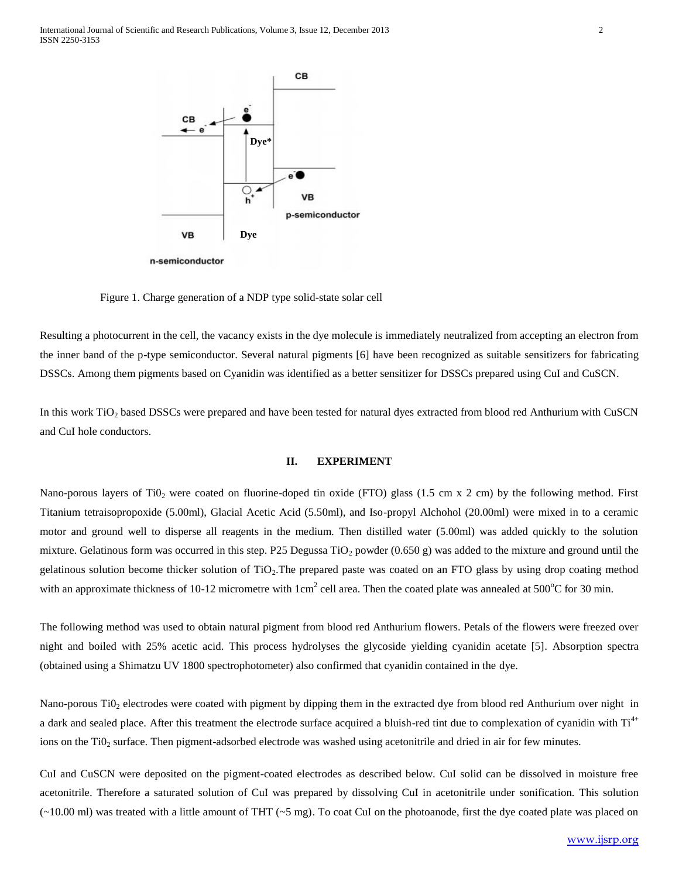Figure 1. Charge generation of a NDP type solid-state solar cell

Resulting a photocurrent in the cell, the vacancy exists in the dye molecule is immediately neutralized from accepting an electron from the inner band of the p-type semiconductor. Several natural pigments [6] have been recognized as suitable sensitizers for fabricating DSSCs. Among them pigments based on Cyanidin was identified as a better sensitizer for DSSCs prepared using CuI and CuSCN.

In this work $TiO_2$ based DSSCs were prepared and have been tested for natural dyes extracted from blood red Anthurium with CuSCN and CuI hole conductors.

## II. EXPERIMENT

Nano-porous layers of $Ti0_2$ were coated on fluorine-doped tin oxide (FTO) glass (1.5 cm x 2 cm) by the following method. First Titanium tetraisopropoxide (5.00ml), Glacial Acetic Acid (5.50ml), and Iso-propyl Alchohol (20.00ml) were mixed in to a ceramic motor and ground well to disperse all reagents in the medium. Then distilled water (5.00ml) was added quickly to the solution mixture. Gelatinous form was occurred in this step. P25 Degussa $TiO_2$ powder (0.650 g) was added to the mixture and ground until the gelatinous solution become thicker solution of $TiO_2$.The prepared paste was coated on an FTO glass by using drop coating method with an approximate thickness of 10-12 micrometre with $1cm^2$ cell area. Then the coated plate was annealed at $500^oC$ for 30 min.

The following method was used to obtain natural pigment from blood red Anthurium flowers. Petals of the flowers were freezed over night and boiled with 25% acetic acid. This process hydrolyses the glycoside yielding cyanidin acetate [5]. Absorption spectra (obtained using a Shimatzu UV 1800 spectrophotometer) also confirmed that cyanidin contained in the dye.

Nano-porous $Ti0_2$ electrodes were coated with pigment by dipping them in the extracted dye from blood red Anthurium over night in a dark and sealed place. After this treatment the electrode surface acquired a bluish-red tint due to complexation of cyanidin with $Ti^{4+}$ ions on the $Ti0_2$ surface. Then pigment-adsorbed electrode was washed using acetonitrile and dried in air for few minutes.

CuI and CuSCN were deposited on the pigment-coated electrodes as described below. CuI solid can be dissolved in moisture free acetonitrile. Therefore a saturated solution of CuI was prepared by dissolving CuI in acetonitrile under sonification. This solution (~10.00 ml) was treated with a little amount of THT (~5 mg). To coat CuI on the photoanode, first the dye coated plate was placed on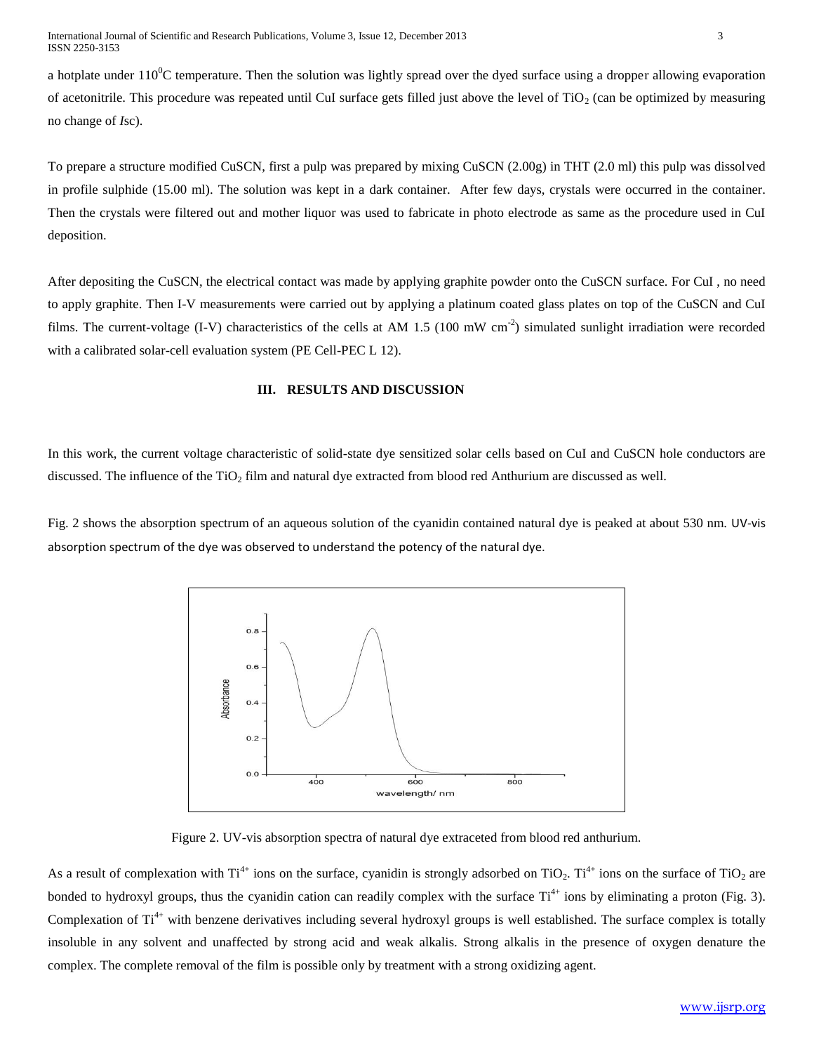a hotplate under $110^0$C temperature. Then the solution was lightly spread over the dyed surface using a dropper allowing evaporation of acetonitrile. This procedure was repeated until CuI surface gets filled just above the level of $TiO_2$ (can be optimized by measuring no change of *I*sc).

To prepare a structure modified CuSCN, first a pulp was prepared by mixing CuSCN (2.00g) in THT (2.0 ml) this pulp was dissolved in profile sulphide (15.00 ml). The solution was kept in a dark container. After few days, crystals were occurred in the container. Then the crystals were filtered out and mother liquor was used to fabricate in photo electrode as same as the procedure used in CuI deposition.

After depositing the CuSCN, the electrical contact was made by applying graphite powder onto the CuSCN surface. For CuI , no need to apply graphite. Then I-V measurements were carried out by applying a platinum coated glass plates on top of the CuSCN and CuI films. The current-voltage (I-V) characteristics of the cells at AM 1.5 (100 mW $cm^{-2}$) simulated sunlight irradiation were recorded with a calibrated solar-cell evaluation system (PE Cell-PEC L 12).

## III. RESULTS AND DISCUSSION

In this work, the current voltage characteristic of solid-state dye sensitized solar cells based on CuI and CuSCN hole conductors are discussed. The influence of the $TiO_2$ film and natural dye extracted from blood red Anthurium are discussed as well.

Fig. 2 shows the absorption spectrum of an aqueous solution of the cyanidin contained natural dye is peaked at about 530 nm. UV-vis absorption spectrum of the dye was observed to understand the potency of the natural dye.

Figure 2. UV-vis absorption spectra of natural dye extraceted from blood red anthurium.

As a result of complexation with $Ti^{4+}$ ions on the surface, cyanidin is strongly adsorbed on $TiO_2$. $Ti^{4+}$ ions on the surface of $TiO_2$ are bonded to hydroxyl groups, thus the cyanidin cation can readily complex with the surface $Ti^{4+}$ ions by eliminating a proton (Fig. 3). Complexation of $Ti^{4+}$ with benzene derivatives including several hydroxyl groups is well established. The surface complex is totally insoluble in any solvent and unaffected by strong acid and weak alkalis. Strong alkalis in the presence of oxygen denature the complex. The complete removal of the film is possible only by treatment with a strong oxidizing agent.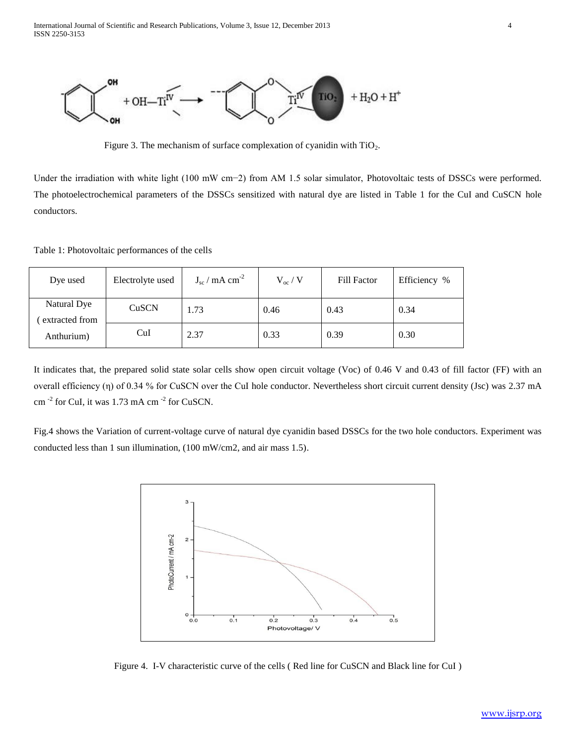Figure 3. The mechanism of surface complexation of cyanidin with $TiO_2$.

Under the irradiation with white light (100 mW cm−2) from AM 1.5 solar simulator, Photovoltaic tests of DSSCs were performed. The photoelectrochemical parameters of the DSSCs sensitized with natural dye are listed in Table 1 for the CuI and CuSCN hole conductors.

Table 1: Photovoltaic performances of the cells

| Dye used | Electrolyte used | $J_{sc}$ / mA cm$^{-2}$ | $V_{oc}$ / V | Fill Factor | Efficiency % |
|---|---|---|---|---|---|
| Natural Dye ( extracted from Anthurium) | CuSCN | 1.73 | 0.46 | 0.43 | 0.34 |
| | CuI | 2.37 | 0.33 | 0.39 | 0.30 |

It indicates that, the prepared solid state solar cells show open circuit voltage (Voc) of 0.46 V and 0.43 of fill factor (FF) with an overall efficiency (η) of 0.34 % for CuSCN over the CuI hole conductor. Nevertheless short circuit current density (Jsc) was 2.37 mA cm $^{-2}$ for CuI, it was 1.73 mA cm $^{-2}$ for CuSCN.

Fig.4 shows the Variation of current-voltage curve of natural dye cyanidin based DSSCs for the two hole conductors. Experiment was conducted less than 1 sun illumination, (100 mW/cm2, and air mass 1.5).

Figure 4. I-V characteristic curve of the cells ( Red line for CuSCN and Black line for CuI )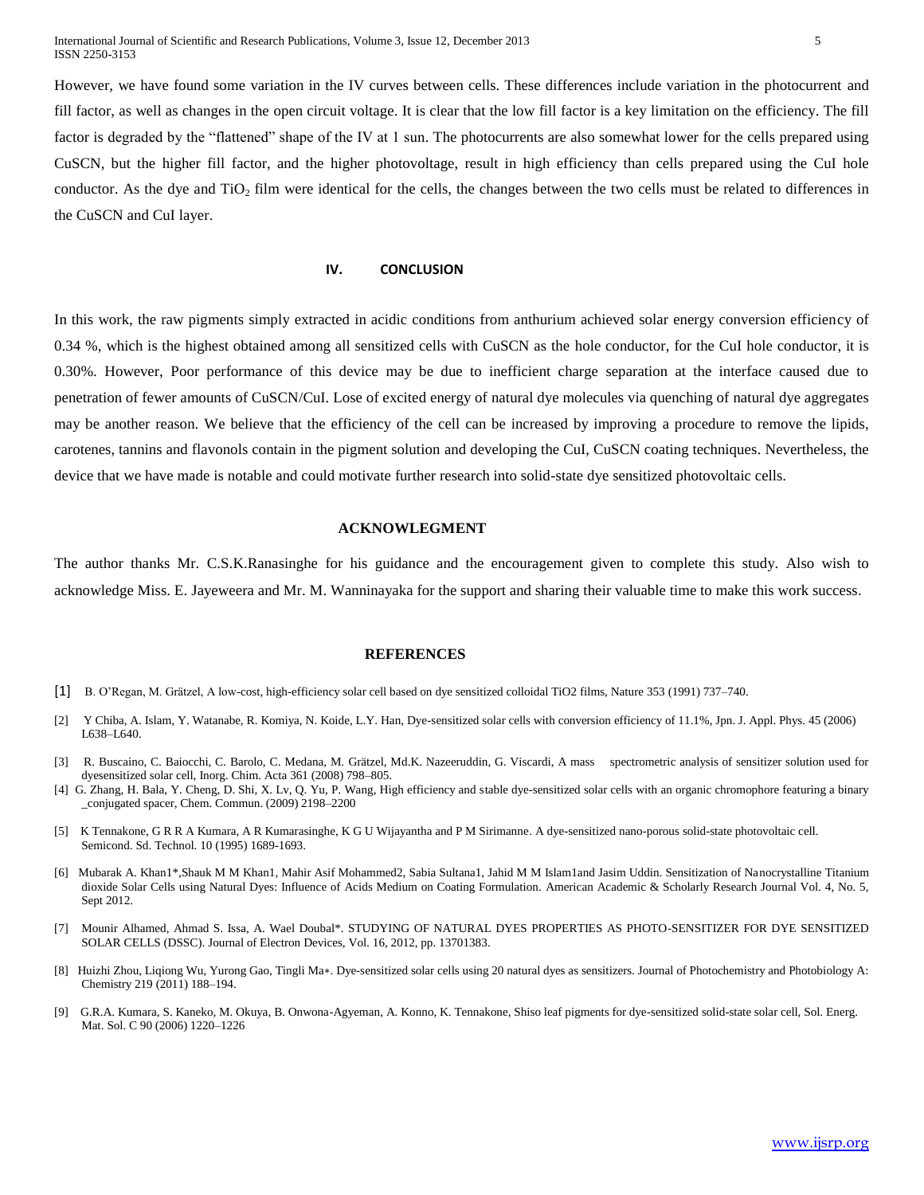However, we have found some variation in the IV curves between cells. These differences include variation in the photocurrent and fill factor, as well as changes in the open circuit voltage. It is clear that the low fill factor is a key limitation on the efficiency. The fill factor is degraded by the "flattened" shape of the IV at 1 sun. The photocurrents are also somewhat lower for the cells prepared using CuSCN, but the higher fill factor, and the higher photovoltage, result in high efficiency than cells prepared using the CuI hole conductor. As the dye and $TiO_2$ film were identical for the cells, the changes between the two cells must be related to differences in the CuSCN and CuI layer.

## IV. CONCLUSION

In this work, the raw pigments simply extracted in acidic conditions from anthurium achieved solar energy conversion efficiency of 0.34 %, which is the highest obtained among all sensitized cells with CuSCN as the hole conductor, for the CuI hole conductor, it is 0.30%. However, Poor performance of this device may be due to inefficient charge separation at the interface caused due to penetration of fewer amounts of CuSCN/CuI. Lose of excited energy of natural dye molecules via quenching of natural dye aggregates may be another reason. We believe that the efficiency of the cell can be increased by improving a procedure to remove the lipids, carotenes, tannins and flavonols contain in the pigment solution and developing the CuI, CuSCN coating techniques. Nevertheless, the device that we have made is notable and could motivate further research into solid-state dye sensitized photovoltaic cells.

## ACKNOWLEGMENT

The author thanks Mr. C.S.K.Ranasinghe for his guidance and the encouragement given to complete this study. Also wish to acknowledge Miss. E. Jayeweera and Mr. M. Wanninayaka for the support and sharing their valuable time to make this work success.

## REFERENCES

[1] B. O'Regan, M. Grätzel, A low-cost, high-efficiency solar cell based on dye sensitized colloidal TiO2 films, Nature 353 (1991) 737–740.

[2] Y Chiba, A. Islam, Y. Watanabe, R. Komiya, N. Koide, L.Y. Han, Dye-sensitized solar cells with conversion efficiency of 11.1%, Jpn. J. Appl. Phys. 45 (2006) L638–L640.

[3] R. Buscaino, C. Baiocchi, C. Barolo, C. Medana, M. Grätzel, Md.K. Nazeeruddin, G. Viscardi, A mass spectrometric analysis of sensitizer solution used for dyesensitized solar cell, Inorg. Chim. Acta 361 (2008) 798–805.

[4] G. Zhang, H. Bala, Y. Cheng, D. Shi, X. Lv, Q. Yu, P. Wang, High efficiency and stable dye-sensitized solar cells with an organic chromophore featuring a binary _conjugated spacer, Chem. Commun. (2009) 2198–2200

[5] K Tennakone, G R R A Kumara, A R Kumarasinghe, K G U Wijayantha and P M Sirimanne. A dye-sensitized nano-porous solid-state photovoltaic cell. Semicond. Sd. Technol. 10 (1995) 1689-1693.

[6] Mubarak A. Khan1*,Shauk M M Khan1, Mahir Asif Mohammed2, Sabia Sultana1, Jahid M M Islam1and Jasim Uddin. Sensitization of Nanocrystalline Titanium dioxide Solar Cells using Natural Dyes: Influence of Acids Medium on Coating Formulation. American Academic & Scholarly Research Journal Vol. 4, No. 5, Sept 2012.

[7] Mounir Alhamed, Ahmad S. Issa, A. Wael Doubal*. STUDYING OF NATURAL DYES PROPERTIES AS PHOTO-SENSITIZER FOR DYE SENSITIZED SOLAR CELLS (DSSC). Journal of Electron Devices, Vol. 16, 2012, pp. 13701383.

[8] Huizhi Zhou, Liqiong Wu, Yurong Gao, Tingli Ma∗. Dye-sensitized solar cells using 20 natural dyes as sensitizers. Journal of Photochemistry and Photobiology A: Chemistry 219 (2011) 188–194.

[9] G.R.A. Kumara, S. Kaneko, M. Okuya, B. Onwona-Agyeman, A. Konno, K. Tennakone, Shiso leaf pigments for dye-sensitized solid-state solar cell, Sol. Energ. Mat. Sol. C 90 (2006) 1220–1226